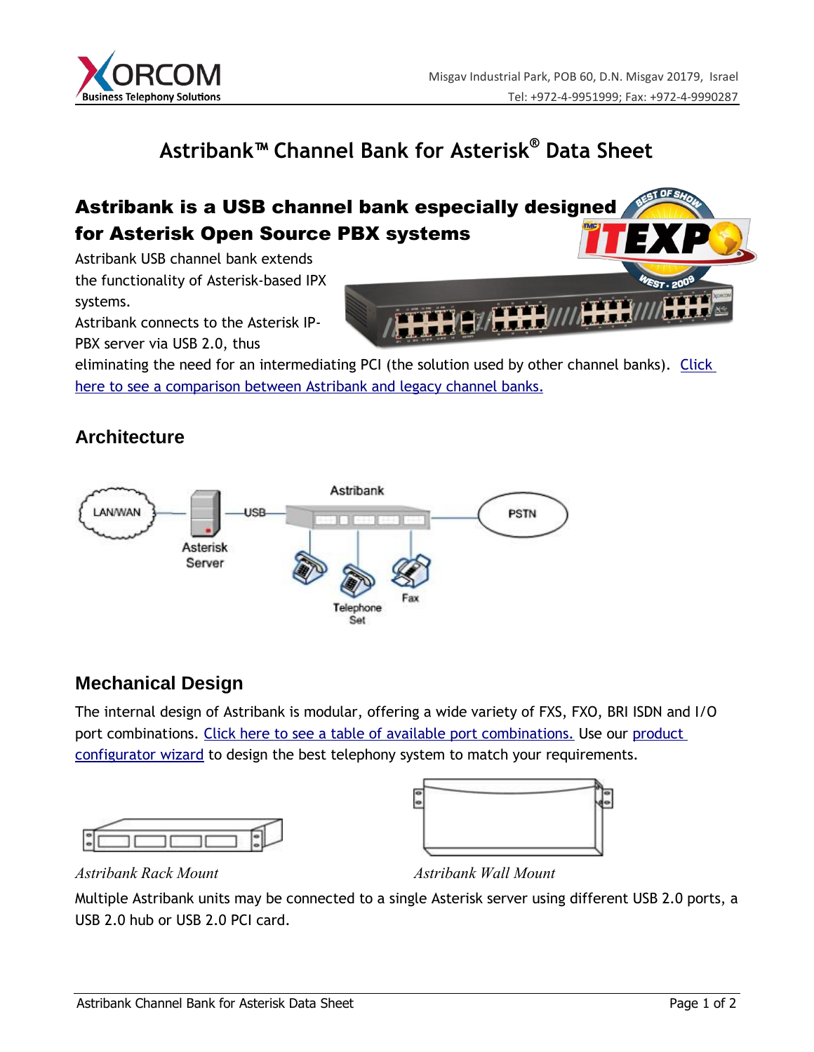Misgav Industrial Park, POB 60, D.N. Misgav 20179, Israel
Tel: +972-4-9951999; Fax: +972-4-9990287

# Astribank™ Channel Bank for Asterisk® Data Sheet

## Astribank is a USB channel bank especially designed for Asterisk Open Source PBX systems

Astribank USB channel bank extends the functionality of Asterisk-based IPX systems.
Astribank connects to the Asterisk IP-PBX server via USB 2.0, thus eliminating the need for an intermediating PCI (the solution used by other channel banks). Click here to see a comparison between Astribank and legacy channel banks.

## Architecture

## Mechanical Design

The internal design of Astribank is modular, offering a wide variety of FXS, FXO, BRI ISDN and I/O port combinations. Click here to see a table of available port combinations. Use our product configurator wizard to design the best telephony system to match your requirements.

*Astribank Rack Mount*

*Astribank Wall Mount*

Multiple Astribank units may be connected to a single Asterisk server using different USB 2.0 ports, a USB 2.0 hub or USB 2.0 PCI card.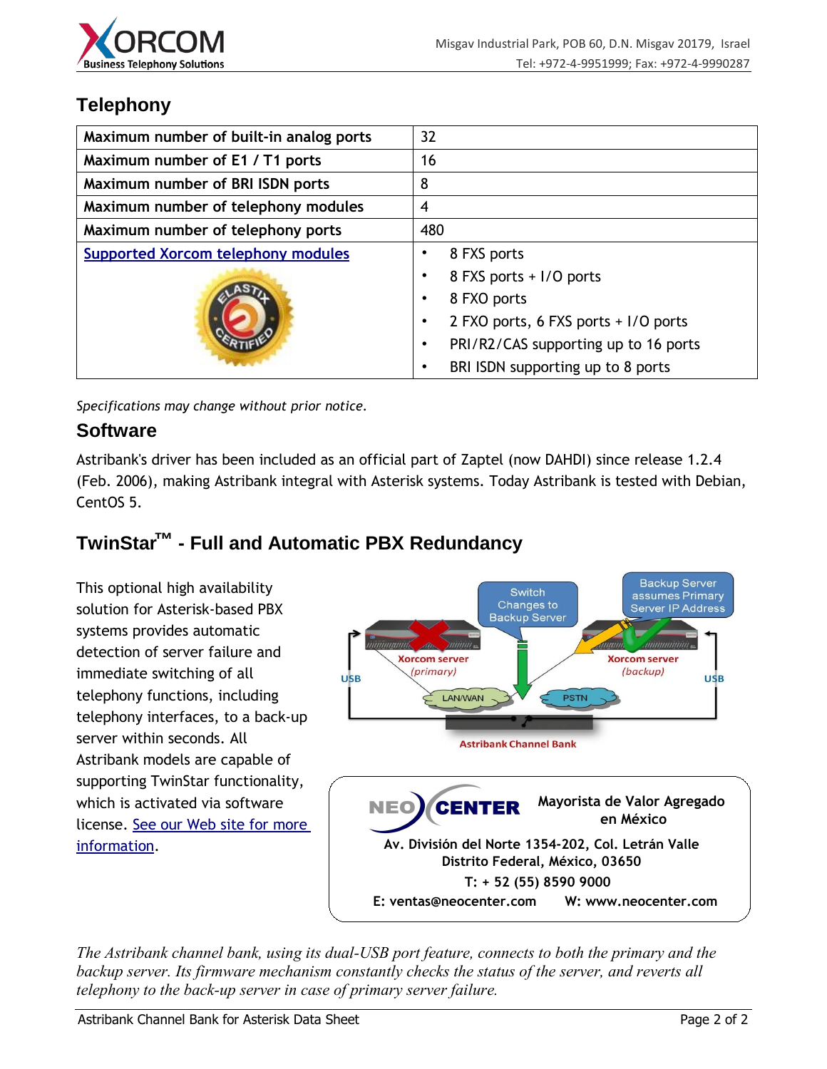## Telephony

| | |
|---|---|
| **Maximum number of built-in analog ports** | 32 |
| **Maximum number of E1 / T1 ports** | 16 |
| **Maximum number of BRI ISDN ports** | 8 |
| **Maximum number of telephony modules** | 4 |
| **Maximum number of telephony ports** | 480 |
| **Supported Xorcom telephony modules** | • 8 FXS ports<br>• 8 FXS ports + I/O ports<br>• 8 FXO ports<br>• 2 FXO ports, 6 FXS ports + I/O ports<br>• PRI/R2/CAS supporting up to 16 ports<br>• BRI ISDN supporting up to 8 ports |

*Specifications may change without prior notice.*

## Software

Astribank's driver has been included as an official part of Zaptel (now DAHDI) since release 1.2.4 (Feb. 2006), making Astribank integral with Asterisk systems. Today Astribank is tested with Debian, CentOS 5.

## TwinStar™ - Full and Automatic PBX Redundancy

This optional high availability solution for Asterisk-based PBX systems provides automatic detection of server failure and immediate switching of all telephony functions, including telephony interfaces, to a back-up server within seconds. All Astribank models are capable of supporting TwinStar functionality, which is activated via software license. See our Web site for more information.

Switch Changes to Backup Server

Backup Server assumes Primary Server IP Address

Xorcom server (primary)

Xorcom server (backup)

USB

USB

LAN/WAN

PSTN

Astribank Channel Bank

**NEO CENTER** **Mayorista de Valor Agregado en México**

**Av. División del Norte 1354-202, Col. Letrán Valle**
**Distrito Federal, México, 03650**
**T: + 52 (55) 8590 9000**
**E: ventas@neocenter.com W: www.neocenter.com**

*The Astribank channel bank, using its dual-USB port feature, connects to both the primary and the backup server. Its firmware mechanism constantly checks the status of the server, and reverts all telephony to the back-up server in case of primary server failure.*